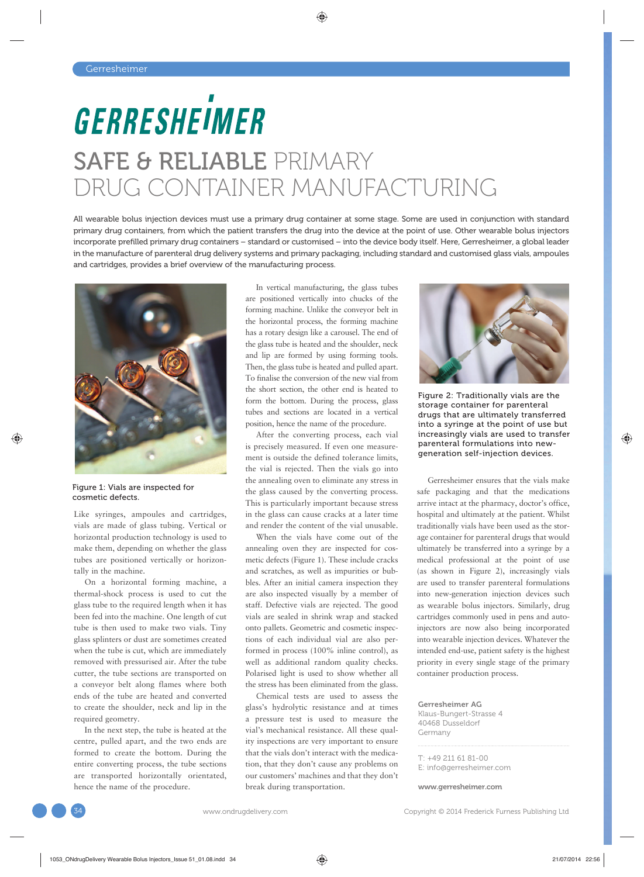# GERRESHEIMER

# SAFE & RELIABLE PRIMARY DRUG CONTAINER MANUFACTURING

**All wearable bolus injection devices must use a primary drug container at some stage. Some are used in conjunction with standard primary drug containers, from which the patient transfers the drug into the device at the point of use. Other wearable bolus injectors incorporate prefilled primary drug containers – standard or customised – into the device body itself. Here, Gerresheimer, a global leader in the manufacture of parenteral drug delivery systems and primary packaging, including standard and customised glass vials, ampoules and cartridges, provides a brief overview of the manufacturing process.**

Figure 1: Vials are inspected for cosmetic defects.

Like syringes, ampoules and cartridges, vials are made of glass tubing. Vertical or horizontal production technology is used to make them, depending on whether the glass tubes are positioned vertically or horizontally in the machine.

On a horizontal forming machine, a thermal-shock process is used to cut the glass tube to the required length when it has been fed into the machine. One length of cut tube is then used to make two vials. Tiny glass splinters or dust are sometimes created when the tube is cut, which are immediately removed with pressurised air. After the tube cutter, the tube sections are transported on a conveyor belt along flames where both ends of the tube are heated and converted to create the shoulder, neck and lip in the required geometry.

In the next step, the tube is heated at the centre, pulled apart, and the two ends are formed to create the bottom. During the entire converting process, the tube sections are transported horizontally orientated, hence the name of the procedure.

In vertical manufacturing, the glass tubes are positioned vertically into chucks of the forming machine. Unlike the conveyor belt in the horizontal process, the forming machine has a rotary design like a carousel. The end of the glass tube is heated and the shoulder, neck and lip are formed by using forming tools. Then, the glass tube is heated and pulled apart. To finalise the conversion of the new vial from the short section, the other end is heated to form the bottom. During the process, glass tubes and sections are located in a vertical position, hence the name of the procedure.

After the converting process, each vial is precisely measured. If even one measurement is outside the defined tolerance limits, the vial is rejected. Then the vials go into the annealing oven to eliminate any stress in the glass caused by the converting process. This is particularly important because stress in the glass can cause cracks at a later time and render the content of the vial unusable.

When the vials have come out of the annealing oven they are inspected for cosmetic defects (Figure 1). These include cracks and scratches, as well as impurities or bubbles. After an initial camera inspection they are also inspected visually by a member of staff. Defective vials are rejected. The good vials are sealed in shrink wrap and stacked onto pallets. Geometric and cosmetic inspections of each individual vial are also performed in process (100% inline control), as well as additional random quality checks. Polarised light is used to show whether all the stress has been eliminated from the glass.

Chemical tests are used to assess the glass's hydrolytic resistance and at times a pressure test is used to measure the vial's mechanical resistance. All these quality inspections are very important to ensure that the vials don't interact with the medication, that they don't cause any problems on our customers' machines and that they don't break during transportation.

Figure 2: Traditionally vials are the storage container for parenteral drugs that are ultimately transferred into a syringe at the point of use but increasingly vials are used to transfer parenteral formulations into new-generation self-injection devices.

Gerresheimer ensures that the vials make safe packaging and that the medications arrive intact at the pharmacy, doctor's office, hospital and ultimately at the patient. Whilst traditionally vials have been used as the storage container for parenteral drugs that would ultimately be transferred into a syringe by a medical professional at the point of use (as shown in Figure 2), increasingly vials are used to transfer parenteral formulations into new-generation injection devices such as wearable bolus injectors. Similarly, drug cartridges commonly used in pens and autoinjectors are now also being incorporated into wearable injection devices. Whatever the intended end-use, patient safety is the highest priority in every single stage of the primary container production process.

**Gerresheimer AG**
Klaus-Bungert-Strasse 4
40468 Dusseldorf
Germany

T: +49 211 61 81-00
E: info@gerresheimer.com

**www.gerresheimer.com**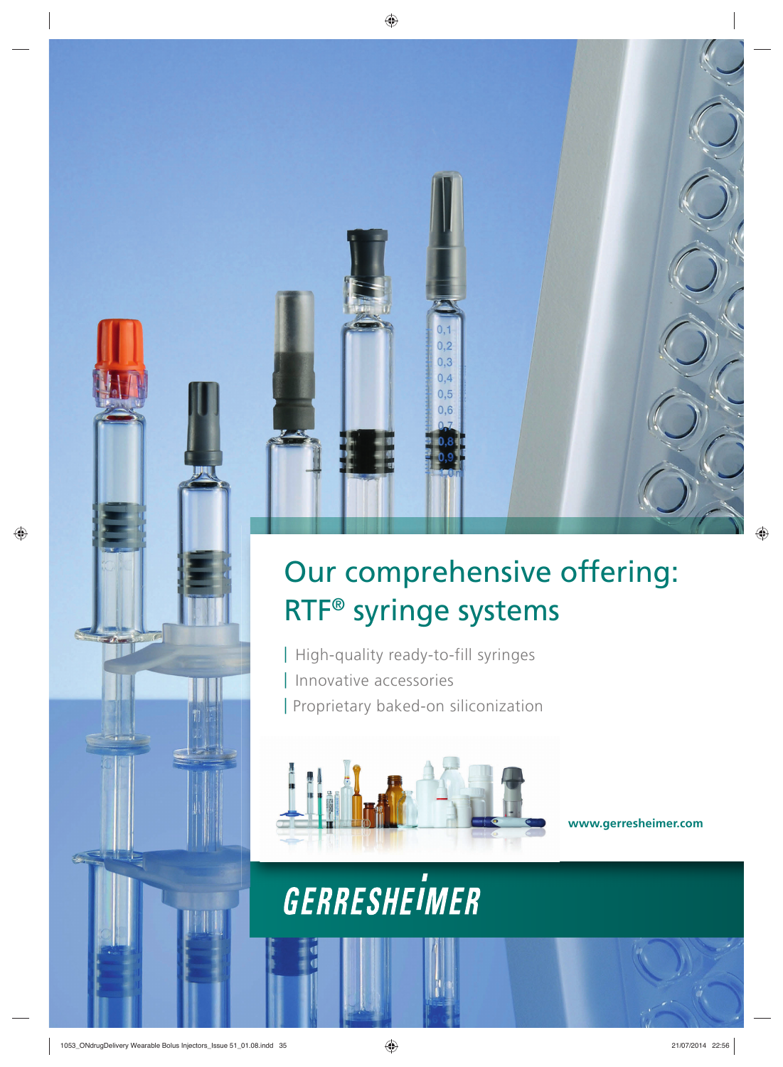# Our comprehensive offering: RTF® syringe systems

| High-quality ready-to-fill syringes

| Innovative accessories

| Proprietary baked-on siliconization

**www.gerresheimer.com**

GERRESHEIMER